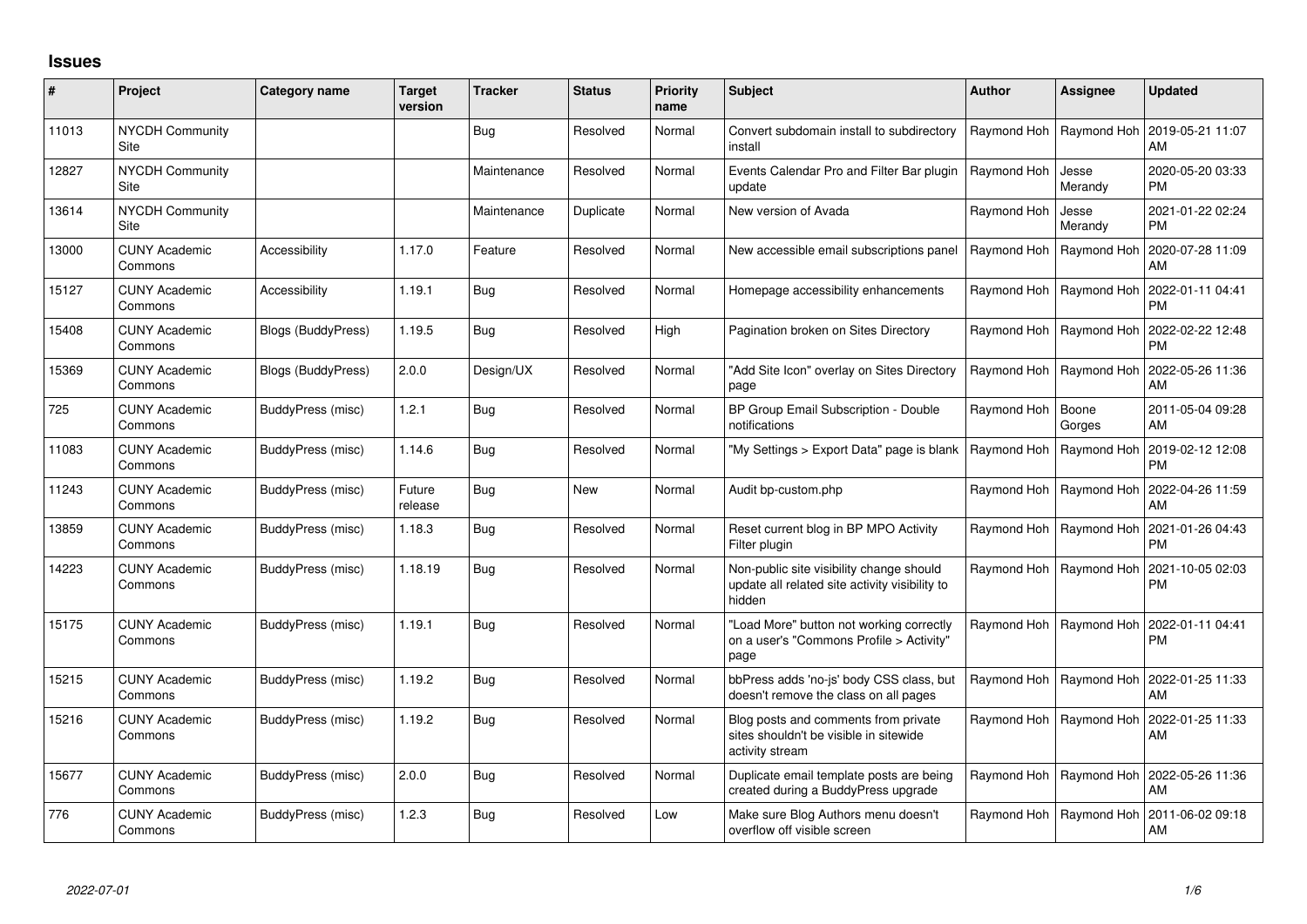# Issues

| # | Project | Category name | Target version | Tracker | Status | Priority name | Subject | Author | Assignee | Updated |
|---|---|---|---|---|---|---|---|---|---|---|
| 11013 | NYCDH Community Site | | | Bug | Resolved | Normal | Convert subdomain install to subdirectory install | Raymond Hoh | Raymond Hoh | 2019-05-21 11:07 AM |
| 12827 | NYCDH Community Site | | | Maintenance | Resolved | Normal | Events Calendar Pro and Filter Bar plugin update | Raymond Hoh | Jesse Merandy | 2020-05-20 03:33 PM |
| 13614 | NYCDH Community Site | | | Maintenance | Duplicate | Normal | New version of Avada | Raymond Hoh | Jesse Merandy | 2021-01-22 02:24 PM |
| 13000 | CUNY Academic Commons | Accessibility | 1.17.0 | Feature | Resolved | Normal | New accessible email subscriptions panel | Raymond Hoh | Raymond Hoh | 2020-07-28 11:09 AM |
| 15127 | CUNY Academic Commons | Accessibility | 1.19.1 | Bug | Resolved | Normal | Homepage accessibility enhancements | Raymond Hoh | Raymond Hoh | 2022-01-11 04:41 PM |
| 15408 | CUNY Academic Commons | Blogs (BuddyPress) | 1.19.5 | Bug | Resolved | High | Pagination broken on Sites Directory | Raymond Hoh | Raymond Hoh | 2022-02-22 12:48 PM |
| 15369 | CUNY Academic Commons | Blogs (BuddyPress) | 2.0.0 | Design/UX | Resolved | Normal | "Add Site Icon" overlay on Sites Directory page | Raymond Hoh | Raymond Hoh | 2022-05-26 11:36 AM |
| 725 | CUNY Academic Commons | BuddyPress (misc) | 1.2.1 | Bug | Resolved | Normal | BP Group Email Subscription - Double notifications | Raymond Hoh | Boone Gorges | 2011-05-04 09:28 AM |
| 11083 | CUNY Academic Commons | BuddyPress (misc) | 1.14.6 | Bug | Resolved | Normal | "My Settings > Export Data" page is blank | Raymond Hoh | Raymond Hoh | 2019-02-12 12:08 PM |
| 11243 | CUNY Academic Commons | BuddyPress (misc) | Future release | Bug | New | Normal | Audit bp-custom.php | Raymond Hoh | Raymond Hoh | 2022-04-26 11:59 AM |
| 13859 | CUNY Academic Commons | BuddyPress (misc) | 1.18.3 | Bug | Resolved | Normal | Reset current blog in BP MPO Activity Filter plugin | Raymond Hoh | Raymond Hoh | 2021-01-26 04:43 PM |
| 14223 | CUNY Academic Commons | BuddyPress (misc) | 1.18.19 | Bug | Resolved | Normal | Non-public site visibility change should update all related site activity visibility to hidden | Raymond Hoh | Raymond Hoh | 2021-10-05 02:03 PM |
| 15175 | CUNY Academic Commons | BuddyPress (misc) | 1.19.1 | Bug | Resolved | Normal | "Load More" button not working correctly on a user's "Commons Profile > Activity" page | Raymond Hoh | Raymond Hoh | 2022-01-11 04:41 PM |
| 15215 | CUNY Academic Commons | BuddyPress (misc) | 1.19.2 | Bug | Resolved | Normal | bbPress adds 'no-js' body CSS class, but doesn't remove the class on all pages | Raymond Hoh | Raymond Hoh | 2022-01-25 11:33 AM |
| 15216 | CUNY Academic Commons | BuddyPress (misc) | 1.19.2 | Bug | Resolved | Normal | Blog posts and comments from private sites shouldn't be visible in sitewide activity stream | Raymond Hoh | Raymond Hoh | 2022-01-25 11:33 AM |
| 15677 | CUNY Academic Commons | BuddyPress (misc) | 2.0.0 | Bug | Resolved | Normal | Duplicate email template posts are being created during a BuddyPress upgrade | Raymond Hoh | Raymond Hoh | 2022-05-26 11:36 AM |
| 776 | CUNY Academic Commons | BuddyPress (misc) | 1.2.3 | Bug | Resolved | Low | Make sure Blog Authors menu doesn't overflow off visible screen | Raymond Hoh | Raymond Hoh | 2011-06-02 09:18 AM |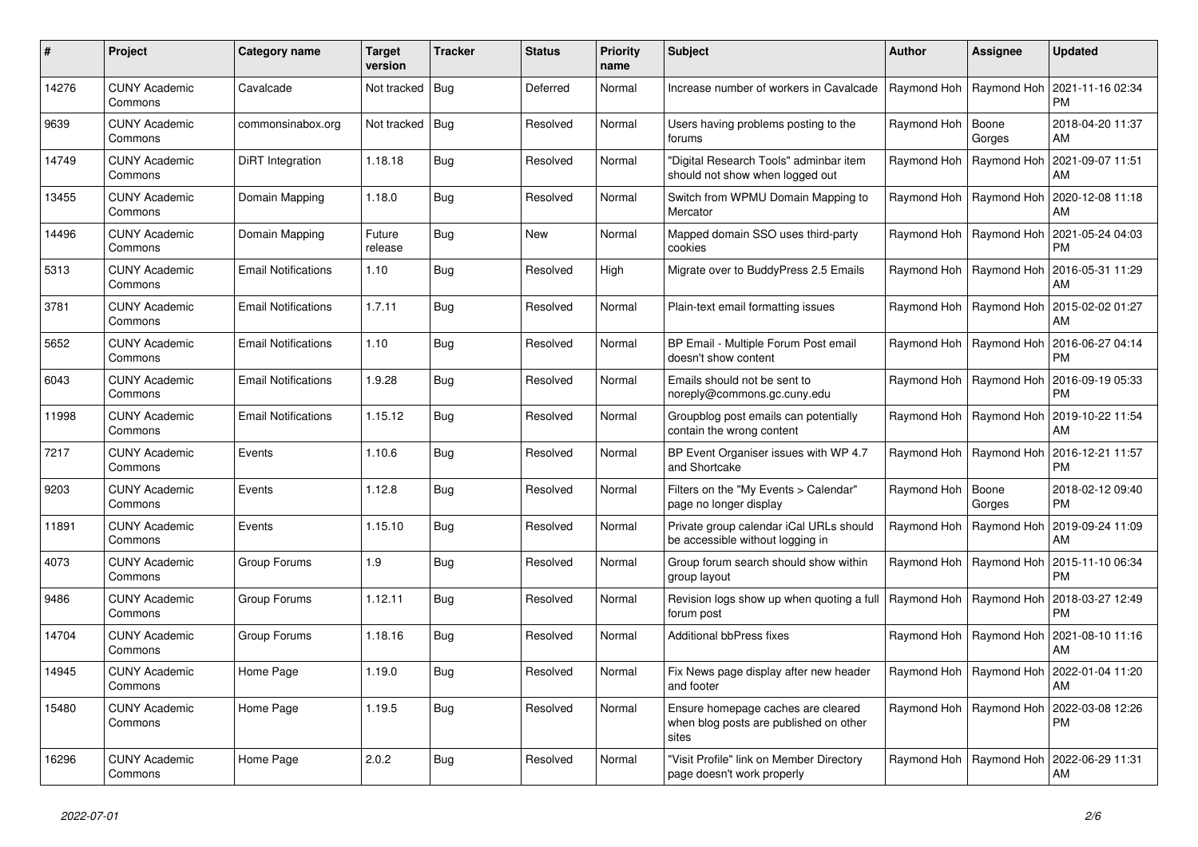| # | Project | Category name | Target version | Tracker | Status | Priority name | Subject | Author | Assignee | Updated |
|---|---|---|---|---|---|---|---|---|---|---|
| 14276 | CUNY Academic Commons | Cavalcade | Not tracked | Bug | Deferred | Normal | Increase number of workers in Cavalcade | Raymond Hoh | Raymond Hoh | 2021-11-16 02:34 PM |
| 9639 | CUNY Academic Commons | commonsinabox.org | Not tracked | Bug | Resolved | Normal | Users having problems posting to the forums | Raymond Hoh | Boone Gorges | 2018-04-20 11:37 AM |
| 14749 | CUNY Academic Commons | DiRT Integration | 1.18.18 | Bug | Resolved | Normal | "Digital Research Tools" adminbar item should not show when logged out | Raymond Hoh | Raymond Hoh | 2021-09-07 11:51 AM |
| 13455 | CUNY Academic Commons | Domain Mapping | 1.18.0 | Bug | Resolved | Normal | Switch from WPMU Domain Mapping to Mercator | Raymond Hoh | Raymond Hoh | 2020-12-08 11:18 AM |
| 14496 | CUNY Academic Commons | Domain Mapping | Future release | Bug | New | Normal | Mapped domain SSO uses third-party cookies | Raymond Hoh | Raymond Hoh | 2021-05-24 04:03 PM |
| 5313 | CUNY Academic Commons | Email Notifications | 1.10 | Bug | Resolved | High | Migrate over to BuddyPress 2.5 Emails | Raymond Hoh | Raymond Hoh | 2016-05-31 11:29 AM |
| 3781 | CUNY Academic Commons | Email Notifications | 1.7.11 | Bug | Resolved | Normal | Plain-text email formatting issues | Raymond Hoh | Raymond Hoh | 2015-02-02 01:27 AM |
| 5652 | CUNY Academic Commons | Email Notifications | 1.10 | Bug | Resolved | Normal | BP Email - Multiple Forum Post email doesn't show content | Raymond Hoh | Raymond Hoh | 2016-06-27 04:14 PM |
| 6043 | CUNY Academic Commons | Email Notifications | 1.9.28 | Bug | Resolved | Normal | Emails should not be sent to noreply@commons.gc.cuny.edu | Raymond Hoh | Raymond Hoh | 2016-09-19 05:33 PM |
| 11998 | CUNY Academic Commons | Email Notifications | 1.15.12 | Bug | Resolved | Normal | Groupblog post emails can potentially contain the wrong content | Raymond Hoh | Raymond Hoh | 2019-10-22 11:54 AM |
| 7217 | CUNY Academic Commons | Events | 1.10.6 | Bug | Resolved | Normal | BP Event Organiser issues with WP 4.7 and Shortcake | Raymond Hoh | Raymond Hoh | 2016-12-21 11:57 PM |
| 9203 | CUNY Academic Commons | Events | 1.12.8 | Bug | Resolved | Normal | Filters on the "My Events > Calendar" page no longer display | Raymond Hoh | Boone Gorges | 2018-02-12 09:40 PM |
| 11891 | CUNY Academic Commons | Events | 1.15.10 | Bug | Resolved | Normal | Private group calendar iCal URLs should be accessible without logging in | Raymond Hoh | Raymond Hoh | 2019-09-24 11:09 AM |
| 4073 | CUNY Academic Commons | Group Forums | 1.9 | Bug | Resolved | Normal | Group forum search should show within group layout | Raymond Hoh | Raymond Hoh | 2015-11-10 06:34 PM |
| 9486 | CUNY Academic Commons | Group Forums | 1.12.11 | Bug | Resolved | Normal | Revision logs show up when quoting a full forum post | Raymond Hoh | Raymond Hoh | 2018-03-27 12:49 PM |
| 14704 | CUNY Academic Commons | Group Forums | 1.18.16 | Bug | Resolved | Normal | Additional bbPress fixes | Raymond Hoh | Raymond Hoh | 2021-08-10 11:16 AM |
| 14945 | CUNY Academic Commons | Home Page | 1.19.0 | Bug | Resolved | Normal | Fix News page display after new header and footer | Raymond Hoh | Raymond Hoh | 2022-01-04 11:20 AM |
| 15480 | CUNY Academic Commons | Home Page | 1.19.5 | Bug | Resolved | Normal | Ensure homepage caches are cleared when blog posts are published on other sites | Raymond Hoh | Raymond Hoh | 2022-03-08 12:26 PM |
| 16296 | CUNY Academic Commons | Home Page | 2.0.2 | Bug | Resolved | Normal | "Visit Profile" link on Member Directory page doesn't work properly | Raymond Hoh | Raymond Hoh | 2022-06-29 11:31 AM |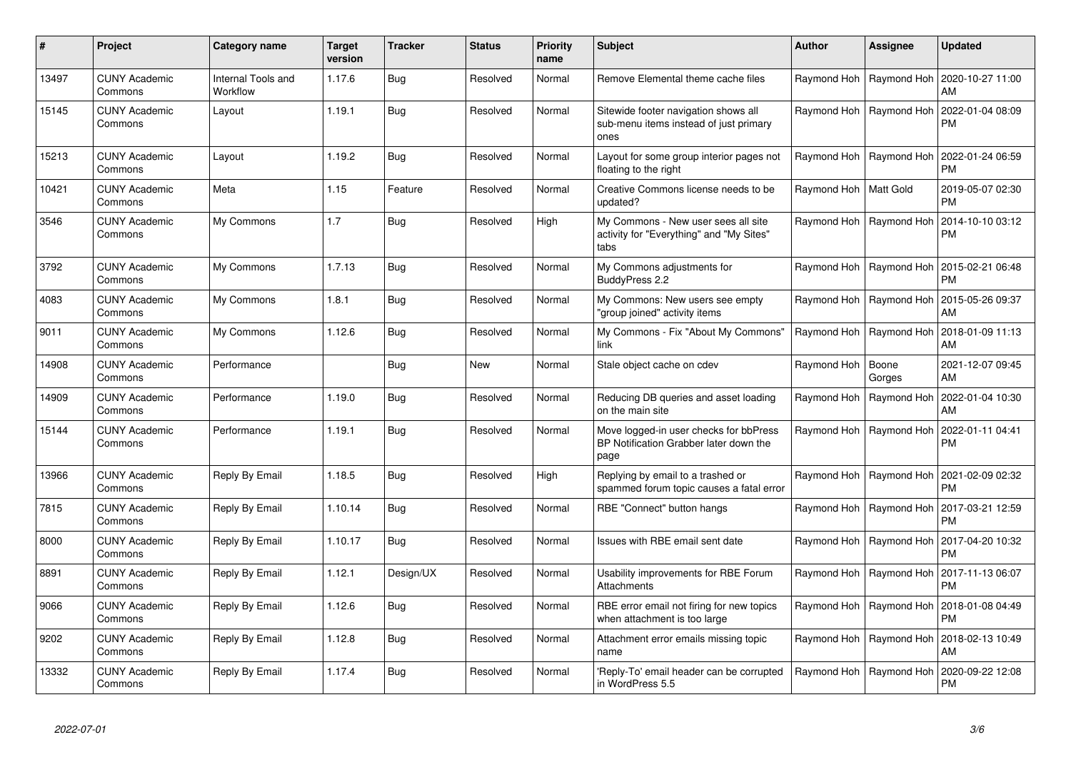| # | Project | Category name | Target version | Tracker | Status | Priority name | Subject | Author | Assignee | Updated |
|---|---|---|---|---|---|---|---|---|---|---|
| 13497 | CUNY Academic Commons | Internal Tools and Workflow | 1.17.6 | Bug | Resolved | Normal | Remove Elemental theme cache files | Raymond Hoh | Raymond Hoh | 2020-10-27 11:00 AM |
| 15145 | CUNY Academic Commons | Layout | 1.19.1 | Bug | Resolved | Normal | Sitewide footer navigation shows all sub-menu items instead of just primary ones | Raymond Hoh | Raymond Hoh | 2022-01-04 08:09 PM |
| 15213 | CUNY Academic Commons | Layout | 1.19.2 | Bug | Resolved | Normal | Layout for some group interior pages not floating to the right | Raymond Hoh | Raymond Hoh | 2022-01-24 06:59 PM |
| 10421 | CUNY Academic Commons | Meta | 1.15 | Feature | Resolved | Normal | Creative Commons license needs to be updated? | Raymond Hoh | Matt Gold | 2019-05-07 02:30 PM |
| 3546 | CUNY Academic Commons | My Commons | 1.7 | Bug | Resolved | High | My Commons - New user sees all site activity for "Everything" and "My Sites" tabs | Raymond Hoh | Raymond Hoh | 2014-10-10 03:12 PM |
| 3792 | CUNY Academic Commons | My Commons | 1.7.13 | Bug | Resolved | Normal | My Commons adjustments for BuddyPress 2.2 | Raymond Hoh | Raymond Hoh | 2015-02-21 06:48 PM |
| 4083 | CUNY Academic Commons | My Commons | 1.8.1 | Bug | Resolved | Normal | My Commons: New users see empty "group joined" activity items | Raymond Hoh | Raymond Hoh | 2015-05-26 09:37 AM |
| 9011 | CUNY Academic Commons | My Commons | 1.12.6 | Bug | Resolved | Normal | My Commons - Fix "About My Commons" link | Raymond Hoh | Raymond Hoh | 2018-01-09 11:13 AM |
| 14908 | CUNY Academic Commons | Performance | | Bug | New | Normal | Stale object cache on cdev | Raymond Hoh | Boone Gorges | 2021-12-07 09:45 AM |
| 14909 | CUNY Academic Commons | Performance | 1.19.0 | Bug | Resolved | Normal | Reducing DB queries and asset loading on the main site | Raymond Hoh | Raymond Hoh | 2022-01-04 10:30 AM |
| 15144 | CUNY Academic Commons | Performance | 1.19.1 | Bug | Resolved | Normal | Move logged-in user checks for bbPress BP Notification Grabber later down the page | Raymond Hoh | Raymond Hoh | 2022-01-11 04:41 PM |
| 13966 | CUNY Academic Commons | Reply By Email | 1.18.5 | Bug | Resolved | High | Replying by email to a trashed or spammed forum topic causes a fatal error | Raymond Hoh | Raymond Hoh | 2021-02-09 02:32 PM |
| 7815 | CUNY Academic Commons | Reply By Email | 1.10.14 | Bug | Resolved | Normal | RBE "Connect" button hangs | Raymond Hoh | Raymond Hoh | 2017-03-21 12:59 PM |
| 8000 | CUNY Academic Commons | Reply By Email | 1.10.17 | Bug | Resolved | Normal | Issues with RBE email sent date | Raymond Hoh | Raymond Hoh | 2017-04-20 10:32 PM |
| 8891 | CUNY Academic Commons | Reply By Email | 1.12.1 | Design/UX | Resolved | Normal | Usability improvements for RBE Forum Attachments | Raymond Hoh | Raymond Hoh | 2017-11-13 06:07 PM |
| 9066 | CUNY Academic Commons | Reply By Email | 1.12.6 | Bug | Resolved | Normal | RBE error email not firing for new topics when attachment is too large | Raymond Hoh | Raymond Hoh | 2018-01-08 04:49 PM |
| 9202 | CUNY Academic Commons | Reply By Email | 1.12.8 | Bug | Resolved | Normal | Attachment error emails missing topic name | Raymond Hoh | Raymond Hoh | 2018-02-13 10:49 AM |
| 13332 | CUNY Academic Commons | Reply By Email | 1.17.4 | Bug | Resolved | Normal | 'Reply-To' email header can be corrupted in WordPress 5.5 | Raymond Hoh | Raymond Hoh | 2020-09-22 12:08 PM |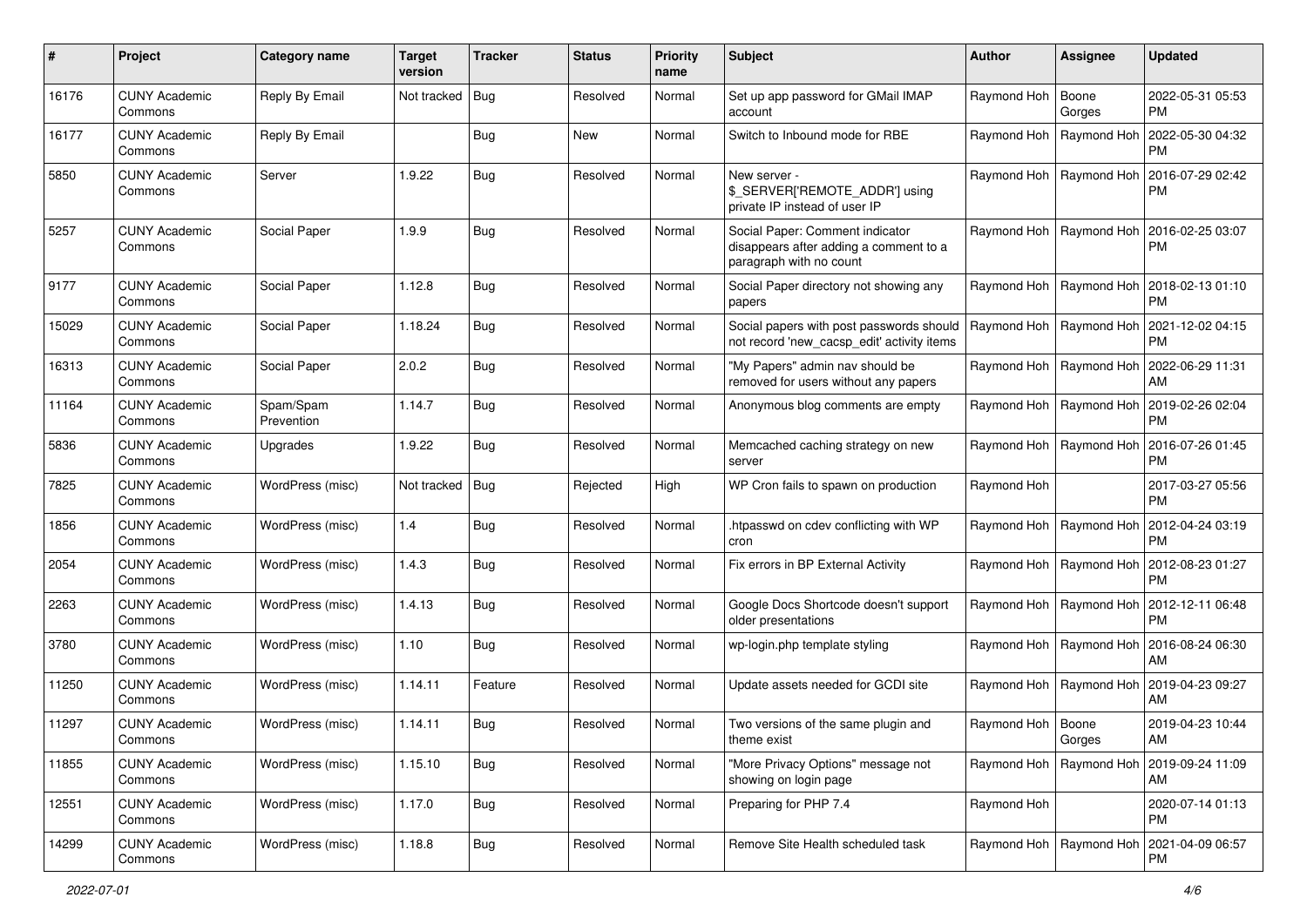| # | Project | Category name | Target version | Tracker | Status | Priority name | Subject | Author | Assignee | Updated |
|---|---|---|---|---|---|---|---|---|---|---|
| 16176 | CUNY Academic Commons | Reply By Email | Not tracked | Bug | Resolved | Normal | Set up app password for GMail IMAP account | Raymond Hoh | Boone Gorges | 2022-05-31 05:53 PM |
| 16177 | CUNY Academic Commons | Reply By Email | | Bug | New | Normal | Switch to Inbound mode for RBE | Raymond Hoh | Raymond Hoh | 2022-05-30 04:32 PM |
| 5850 | CUNY Academic Commons | Server | 1.9.22 | Bug | Resolved | Normal | New server - $_SERVER['REMOTE_ADDR'] using private IP instead of user IP | Raymond Hoh | Raymond Hoh | 2016-07-29 02:42 PM |
| 5257 | CUNY Academic Commons | Social Paper | 1.9.9 | Bug | Resolved | Normal | Social Paper: Comment indicator disappears after adding a comment to a paragraph with no count | Raymond Hoh | Raymond Hoh | 2016-02-25 03:07 PM |
| 9177 | CUNY Academic Commons | Social Paper | 1.12.8 | Bug | Resolved | Normal | Social Paper directory not showing any papers | Raymond Hoh | Raymond Hoh | 2018-02-13 01:10 PM |
| 15029 | CUNY Academic Commons | Social Paper | 1.18.24 | Bug | Resolved | Normal | Social papers with post passwords should not record 'new_cacsp_edit' activity items | Raymond Hoh | Raymond Hoh | 2021-12-02 04:15 PM |
| 16313 | CUNY Academic Commons | Social Paper | 2.0.2 | Bug | Resolved | Normal | "My Papers" admin nav should be removed for users without any papers | Raymond Hoh | Raymond Hoh | 2022-06-29 11:31 AM |
| 11164 | CUNY Academic Commons | Spam/Spam Prevention | 1.14.7 | Bug | Resolved | Normal | Anonymous blog comments are empty | Raymond Hoh | Raymond Hoh | 2019-02-26 02:04 PM |
| 5836 | CUNY Academic Commons | Upgrades | 1.9.22 | Bug | Resolved | Normal | Memcached caching strategy on new server | Raymond Hoh | Raymond Hoh | 2016-07-26 01:45 PM |
| 7825 | CUNY Academic Commons | WordPress (misc) | Not tracked | Bug | Rejected | High | WP Cron fails to spawn on production | Raymond Hoh | | 2017-03-27 05:56 PM |
| 1856 | CUNY Academic Commons | WordPress (misc) | 1.4 | Bug | Resolved | Normal | .htpasswd on cdev conflicting with WP cron | Raymond Hoh | Raymond Hoh | 2012-04-24 03:19 PM |
| 2054 | CUNY Academic Commons | WordPress (misc) | 1.4.3 | Bug | Resolved | Normal | Fix errors in BP External Activity | Raymond Hoh | Raymond Hoh | 2012-08-23 01:27 PM |
| 2263 | CUNY Academic Commons | WordPress (misc) | 1.4.13 | Bug | Resolved | Normal | Google Docs Shortcode doesn't support older presentations | Raymond Hoh | Raymond Hoh | 2012-12-11 06:48 PM |
| 3780 | CUNY Academic Commons | WordPress (misc) | 1.10 | Bug | Resolved | Normal | wp-login.php template styling | Raymond Hoh | Raymond Hoh | 2016-08-24 06:30 AM |
| 11250 | CUNY Academic Commons | WordPress (misc) | 1.14.11 | Feature | Resolved | Normal | Update assets needed for GCDI site | Raymond Hoh | Raymond Hoh | 2019-04-23 09:27 AM |
| 11297 | CUNY Academic Commons | WordPress (misc) | 1.14.11 | Bug | Resolved | Normal | Two versions of the same plugin and theme exist | Raymond Hoh | Boone Gorges | 2019-04-23 10:44 AM |
| 11855 | CUNY Academic Commons | WordPress (misc) | 1.15.10 | Bug | Resolved | Normal | "More Privacy Options" message not showing on login page | Raymond Hoh | Raymond Hoh | 2019-09-24 11:09 AM |
| 12551 | CUNY Academic Commons | WordPress (misc) | 1.17.0 | Bug | Resolved | Normal | Preparing for PHP 7.4 | Raymond Hoh | | 2020-07-14 01:13 PM |
| 14299 | CUNY Academic Commons | WordPress (misc) | 1.18.8 | Bug | Resolved | Normal | Remove Site Health scheduled task | Raymond Hoh | Raymond Hoh | 2021-04-09 06:57 PM |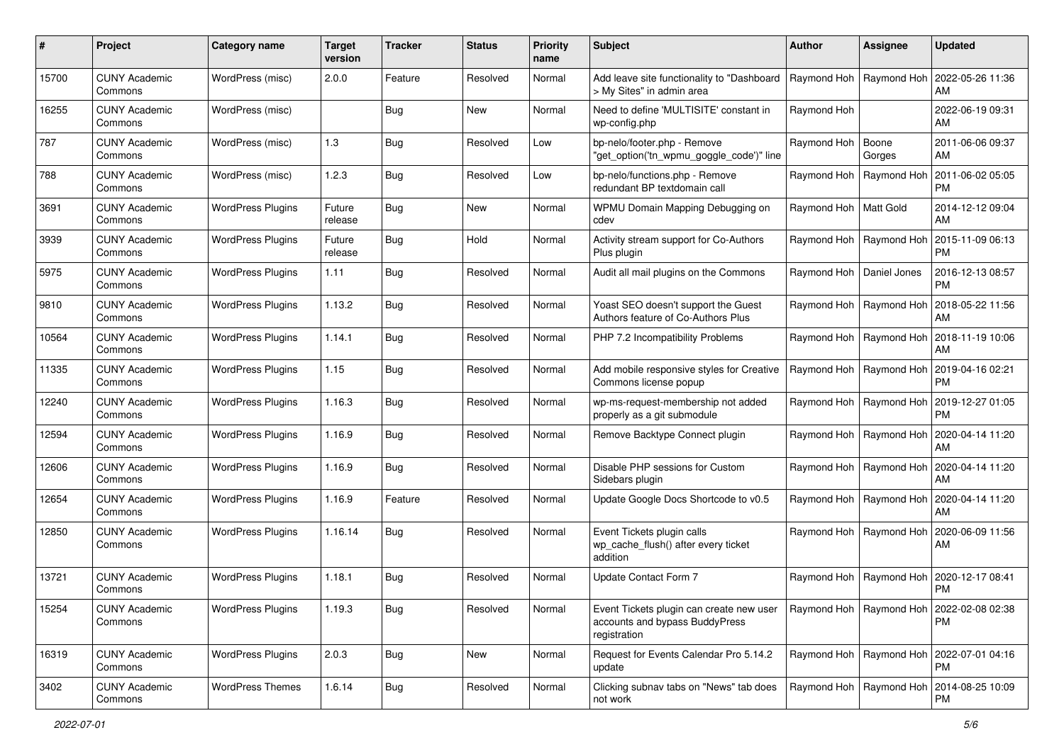| # | Project | Category name | Target version | Tracker | Status | Priority name | Subject | Author | Assignee | Updated |
|---|---|---|---|---|---|---|---|---|---|---|
| 15700 | CUNY Academic Commons | WordPress (misc) | 2.0.0 | Feature | Resolved | Normal | Add leave site functionality to "Dashboard > My Sites" in admin area | Raymond Hoh | Raymond Hoh | 2022-05-26 11:36 AM |
| 16255 | CUNY Academic Commons | WordPress (misc) | | Bug | New | Normal | Need to define 'MULTISITE' constant in wp-config.php | Raymond Hoh | | 2022-06-19 09:31 AM |
| 787 | CUNY Academic Commons | WordPress (misc) | 1.3 | Bug | Resolved | Low | bp-nelo/footer.php - Remove "get_option('tn_wpmu_goggle_code')" line | Raymond Hoh | Boone Gorges | 2011-06-06 09:37 AM |
| 788 | CUNY Academic Commons | WordPress (misc) | 1.2.3 | Bug | Resolved | Low | bp-nelo/functions.php - Remove redundant BP textdomain call | Raymond Hoh | Raymond Hoh | 2011-06-02 05:05 PM |
| 3691 | CUNY Academic Commons | WordPress Plugins | Future release | Bug | New | Normal | WPMU Domain Mapping Debugging on cdev | Raymond Hoh | Matt Gold | 2014-12-12 09:04 AM |
| 3939 | CUNY Academic Commons | WordPress Plugins | Future release | Bug | Hold | Normal | Activity stream support for Co-Authors Plus plugin | Raymond Hoh | Raymond Hoh | 2015-11-09 06:13 PM |
| 5975 | CUNY Academic Commons | WordPress Plugins | 1.11 | Bug | Resolved | Normal | Audit all mail plugins on the Commons | Raymond Hoh | Daniel Jones | 2016-12-13 08:57 PM |
| 9810 | CUNY Academic Commons | WordPress Plugins | 1.13.2 | Bug | Resolved | Normal | Yoast SEO doesn't support the Guest Authors feature of Co-Authors Plus | Raymond Hoh | Raymond Hoh | 2018-05-22 11:56 AM |
| 10564 | CUNY Academic Commons | WordPress Plugins | 1.14.1 | Bug | Resolved | Normal | PHP 7.2 Incompatibility Problems | Raymond Hoh | Raymond Hoh | 2018-11-19 10:06 AM |
| 11335 | CUNY Academic Commons | WordPress Plugins | 1.15 | Bug | Resolved | Normal | Add mobile responsive styles for Creative Commons license popup | Raymond Hoh | Raymond Hoh | 2019-04-16 02:21 PM |
| 12240 | CUNY Academic Commons | WordPress Plugins | 1.16.3 | Bug | Resolved | Normal | wp-ms-request-membership not added properly as a git submodule | Raymond Hoh | Raymond Hoh | 2019-12-27 01:05 PM |
| 12594 | CUNY Academic Commons | WordPress Plugins | 1.16.9 | Bug | Resolved | Normal | Remove Backtype Connect plugin | Raymond Hoh | Raymond Hoh | 2020-04-14 11:20 AM |
| 12606 | CUNY Academic Commons | WordPress Plugins | 1.16.9 | Bug | Resolved | Normal | Disable PHP sessions for Custom Sidebars plugin | Raymond Hoh | Raymond Hoh | 2020-04-14 11:20 AM |
| 12654 | CUNY Academic Commons | WordPress Plugins | 1.16.9 | Feature | Resolved | Normal | Update Google Docs Shortcode to v0.5 | Raymond Hoh | Raymond Hoh | 2020-04-14 11:20 AM |
| 12850 | CUNY Academic Commons | WordPress Plugins | 1.16.14 | Bug | Resolved | Normal | Event Tickets plugin calls wp_cache_flush() after every ticket addition | Raymond Hoh | Raymond Hoh | 2020-06-09 11:56 AM |
| 13721 | CUNY Academic Commons | WordPress Plugins | 1.18.1 | Bug | Resolved | Normal | Update Contact Form 7 | Raymond Hoh | Raymond Hoh | 2020-12-17 08:41 PM |
| 15254 | CUNY Academic Commons | WordPress Plugins | 1.19.3 | Bug | Resolved | Normal | Event Tickets plugin can create new user accounts and bypass BuddyPress registration | Raymond Hoh | Raymond Hoh | 2022-02-08 02:38 PM |
| 16319 | CUNY Academic Commons | WordPress Plugins | 2.0.3 | Bug | New | Normal | Request for Events Calendar Pro 5.14.2 update | Raymond Hoh | Raymond Hoh | 2022-07-01 04:16 PM |
| 3402 | CUNY Academic Commons | WordPress Themes | 1.6.14 | Bug | Resolved | Normal | Clicking subnav tabs on "News" tab does not work | Raymond Hoh | Raymond Hoh | 2014-08-25 10:09 PM |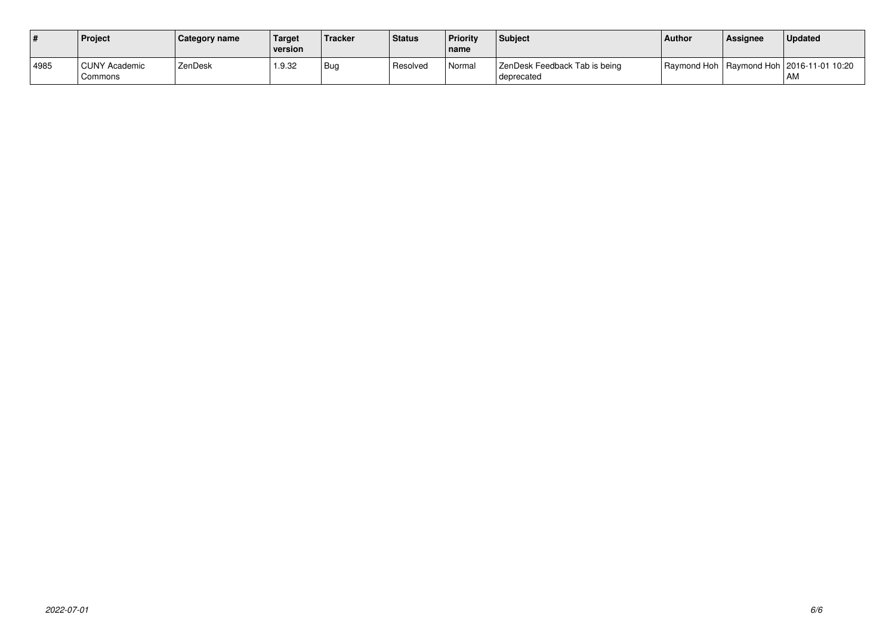| # | Project | Category name | Target version | Tracker | Status | Priority name | Subject | Author | Assignee | Updated |
|---|---|---|---|---|---|---|---|---|---|---|
| 4985 | CUNY Academic Commons | ZenDesk | 1.9.32 | Bug | Resolved | Normal | ZenDesk Feedback Tab is being deprecated | Raymond Hoh | Raymond Hoh | 2016-11-01 10:20 AM |